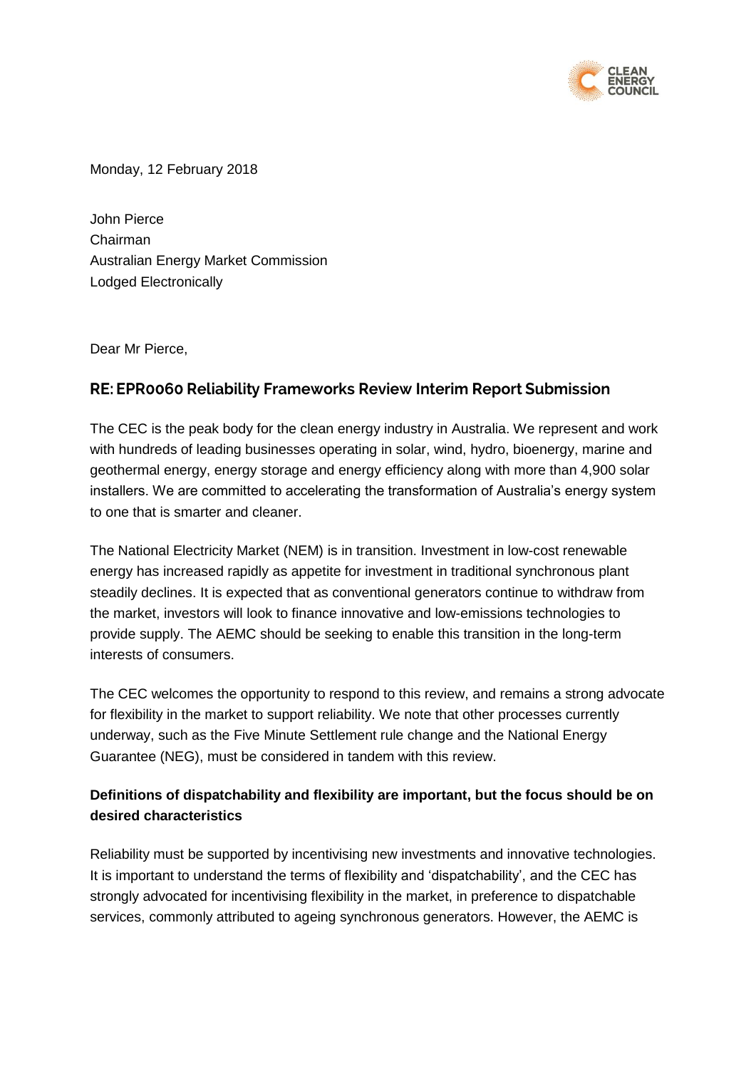Monday, 12 February 2018

John Pierce
Chairman
Australian Energy Market Commission
Lodged Electronically

Dear Mr Pierce,

## RE: EPR0060 Reliability Frameworks Review Interim Report Submission

The CEC is the peak body for the clean energy industry in Australia. We represent and work with hundreds of leading businesses operating in solar, wind, hydro, bioenergy, marine and geothermal energy, energy storage and energy efficiency along with more than 4,900 solar installers. We are committed to accelerating the transformation of Australia's energy system to one that is smarter and cleaner.

The National Electricity Market (NEM) is in transition. Investment in low-cost renewable energy has increased rapidly as appetite for investment in traditional synchronous plant steadily declines. It is expected that as conventional generators continue to withdraw from the market, investors will look to finance innovative and low-emissions technologies to provide supply. The AEMC should be seeking to enable this transition in the long-term interests of consumers.

The CEC welcomes the opportunity to respond to this review, and remains a strong advocate for flexibility in the market to support reliability. We note that other processes currently underway, such as the Five Minute Settlement rule change and the National Energy Guarantee (NEG), must be considered in tandem with this review.

### Definitions of dispatchability and flexibility are important, but the focus should be on desired characteristics

Reliability must be supported by incentivising new investments and innovative technologies. It is important to understand the terms of flexibility and 'dispatchability', and the CEC has strongly advocated for incentivising flexibility in the market, in preference to dispatchable services, commonly attributed to ageing synchronous generators. However, the AEMC is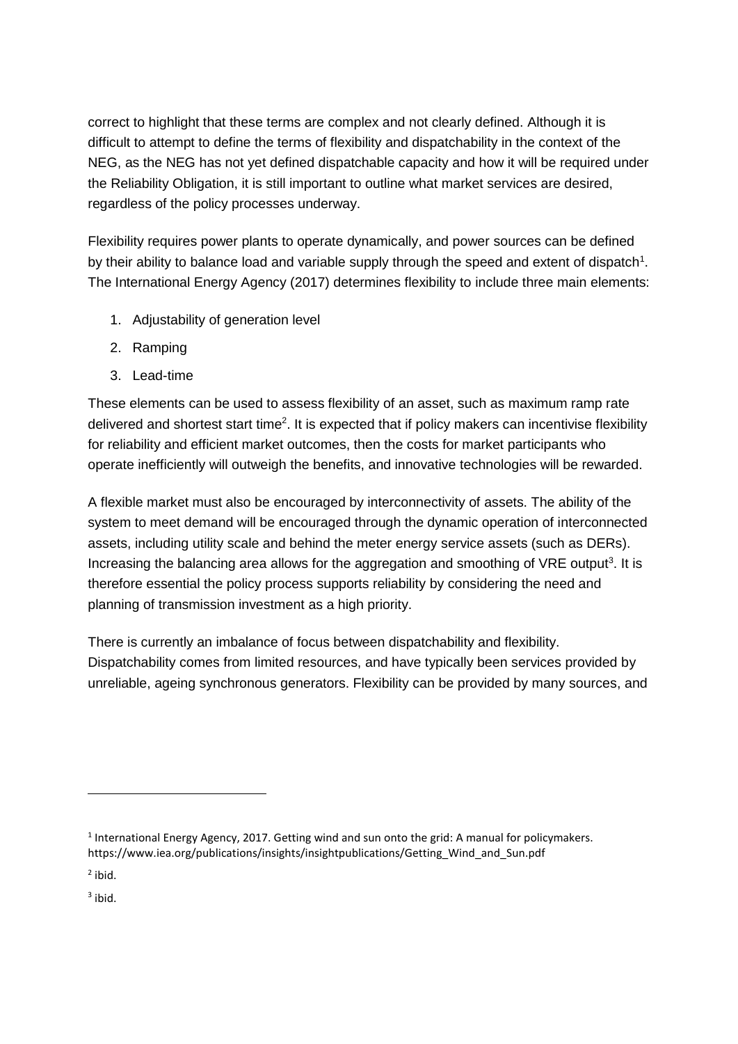correct to highlight that these terms are complex and not clearly defined. Although it is difficult to attempt to define the terms of flexibility and dispatchability in the context of the NEG, as the NEG has not yet defined dispatchable capacity and how it will be required under the Reliability Obligation, it is still important to outline what market services are desired, regardless of the policy processes underway.

Flexibility requires power plants to operate dynamically, and power sources can be defined by their ability to balance load and variable supply through the speed and extent of dispatch[1]. The International Energy Agency (2017) determines flexibility to include three main elements:

1. Adjustability of generation level
2. Ramping
3. Lead-time

These elements can be used to assess flexibility of an asset, such as maximum ramp rate delivered and shortest start time[2]. It is expected that if policy makers can incentivise flexibility for reliability and efficient market outcomes, then the costs for market participants who operate inefficiently will outweigh the benefits, and innovative technologies will be rewarded.

A flexible market must also be encouraged by interconnectivity of assets. The ability of the system to meet demand will be encouraged through the dynamic operation of interconnected assets, including utility scale and behind the meter energy service assets (such as DERs). Increasing the balancing area allows for the aggregation and smoothing of VRE output[3]. It is therefore essential the policy process supports reliability by considering the need and planning of transmission investment as a high priority.

There is currently an imbalance of focus between dispatchability and flexibility. Dispatchability comes from limited resources, and have typically been services provided by unreliable, ageing synchronous generators. Flexibility can be provided by many sources, and

---

[1] International Energy Agency, 2017. Getting wind and sun onto the grid: A manual for policymakers. https://www.iea.org/publications/insights/insightpublications/Getting_Wind_and_Sun.pdf

[2] ibid.

[3] ibid.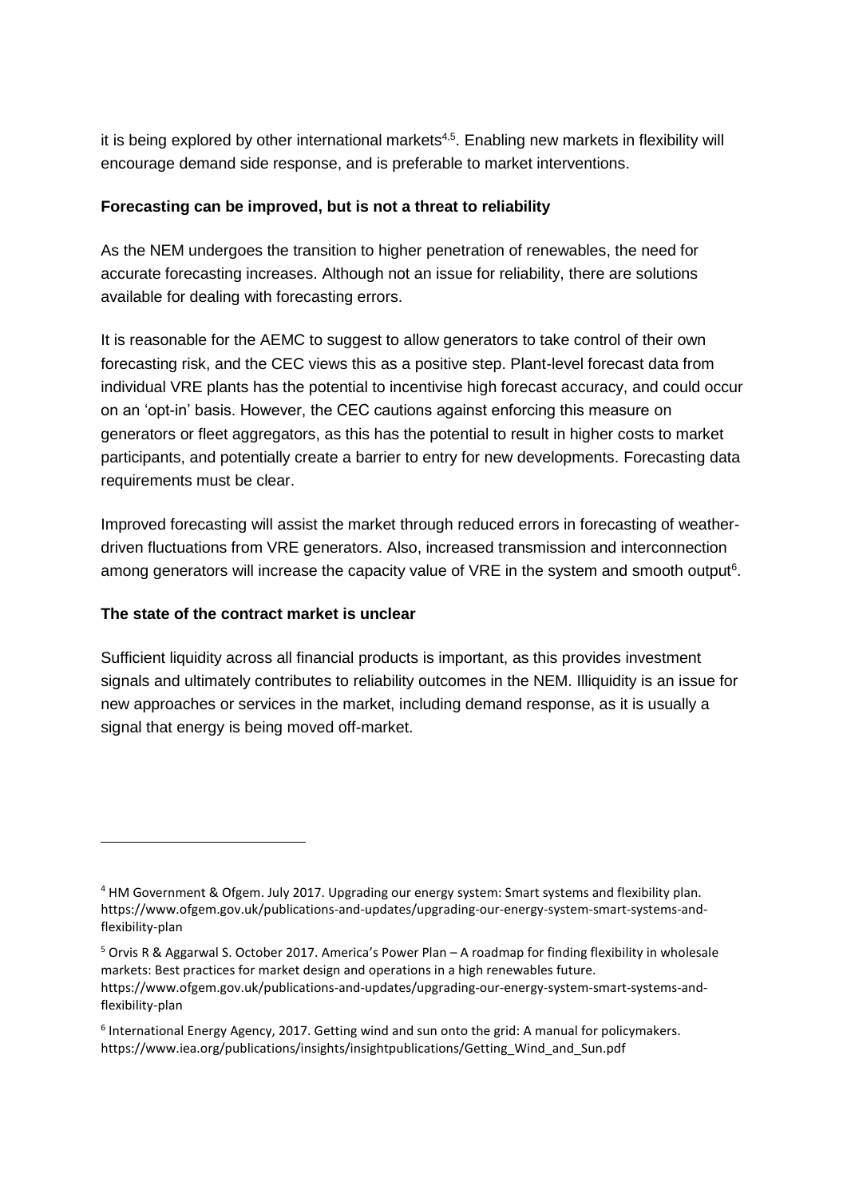it is being explored by other international markets[4,5]. Enabling new markets in flexibility will encourage demand side response, and is preferable to market interventions.

**Forecasting can be improved, but is not a threat to reliability**

As the NEM undergoes the transition to higher penetration of renewables, the need for accurate forecasting increases. Although not an issue for reliability, there are solutions available for dealing with forecasting errors.

It is reasonable for the AEMC to suggest to allow generators to take control of their own forecasting risk, and the CEC views this as a positive step. Plant-level forecast data from individual VRE plants has the potential to incentivise high forecast accuracy, and could occur on an 'opt-in' basis. However, the CEC cautions against enforcing this measure on generators or fleet aggregators, as this has the potential to result in higher costs to market participants, and potentially create a barrier to entry for new developments. Forecasting data requirements must be clear.

Improved forecasting will assist the market through reduced errors in forecasting of weather-driven fluctuations from VRE generators. Also, increased transmission and interconnection among generators will increase the capacity value of VRE in the system and smooth output[6].

**The state of the contract market is unclear**

Sufficient liquidity across all financial products is important, as this provides investment signals and ultimately contributes to reliability outcomes in the NEM. Illiquidity is an issue for new approaches or services in the market, including demand response, as it is usually a signal that energy is being moved off-market.

---

[4] HM Government & Ofgem. July 2017. Upgrading our energy system: Smart systems and flexibility plan. https://www.ofgem.gov.uk/publications-and-updates/upgrading-our-energy-system-smart-systems-and-flexibility-plan

[5] Orvis R & Aggarwal S. October 2017. America's Power Plan – A roadmap for finding flexibility in wholesale markets: Best practices for market design and operations in a high renewables future. https://www.ofgem.gov.uk/publications-and-updates/upgrading-our-energy-system-smart-systems-and-flexibility-plan

[6] International Energy Agency, 2017. Getting wind and sun onto the grid: A manual for policymakers. https://www.iea.org/publications/insights/insightpublications/Getting_Wind_and_Sun.pdf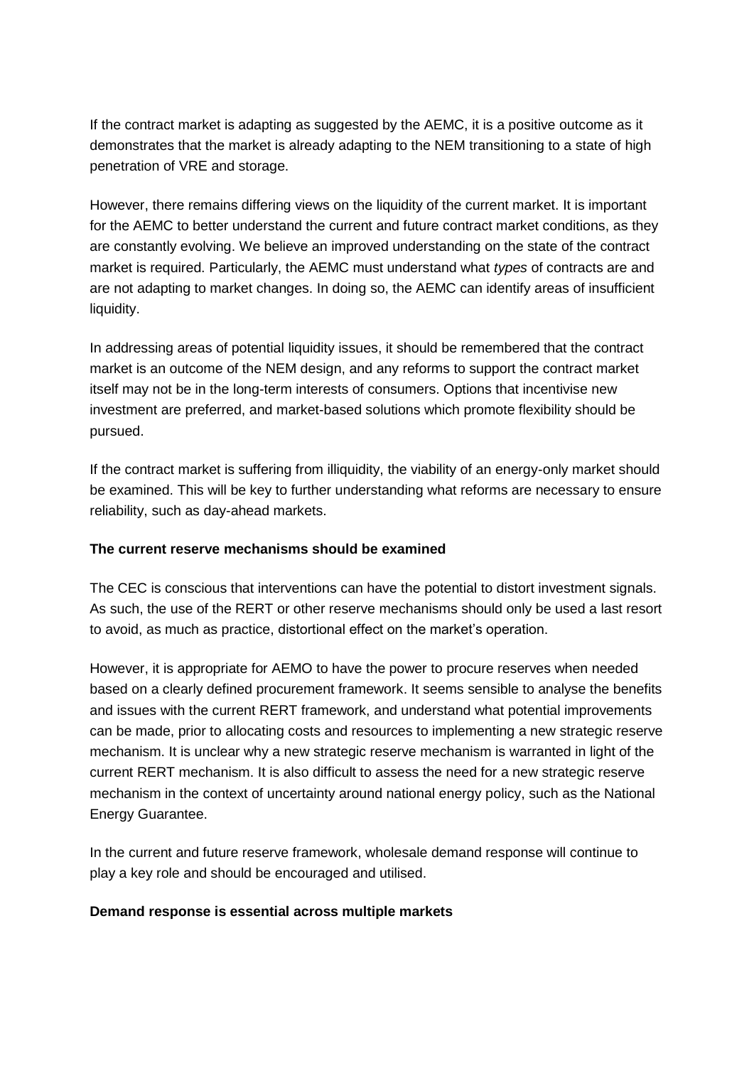If the contract market is adapting as suggested by the AEMC, it is a positive outcome as it demonstrates that the market is already adapting to the NEM transitioning to a state of high penetration of VRE and storage.

However, there remains differing views on the liquidity of the current market. It is important for the AEMC to better understand the current and future contract market conditions, as they are constantly evolving. We believe an improved understanding on the state of the contract market is required. Particularly, the AEMC must understand what *types* of contracts are and are not adapting to market changes. In doing so, the AEMC can identify areas of insufficient liquidity.

In addressing areas of potential liquidity issues, it should be remembered that the contract market is an outcome of the NEM design, and any reforms to support the contract market itself may not be in the long-term interests of consumers. Options that incentivise new investment are preferred, and market-based solutions which promote flexibility should be pursued.

If the contract market is suffering from illiquidity, the viability of an energy-only market should be examined. This will be key to further understanding what reforms are necessary to ensure reliability, such as day-ahead markets.

**The current reserve mechanisms should be examined**

The CEC is conscious that interventions can have the potential to distort investment signals. As such, the use of the RERT or other reserve mechanisms should only be used a last resort to avoid, as much as practice, distortional effect on the market's operation.

However, it is appropriate for AEMO to have the power to procure reserves when needed based on a clearly defined procurement framework. It seems sensible to analyse the benefits and issues with the current RERT framework, and understand what potential improvements can be made, prior to allocating costs and resources to implementing a new strategic reserve mechanism. It is unclear why a new strategic reserve mechanism is warranted in light of the current RERT mechanism. It is also difficult to assess the need for a new strategic reserve mechanism in the context of uncertainty around national energy policy, such as the National Energy Guarantee.

In the current and future reserve framework, wholesale demand response will continue to play a key role and should be encouraged and utilised.

**Demand response is essential across multiple markets**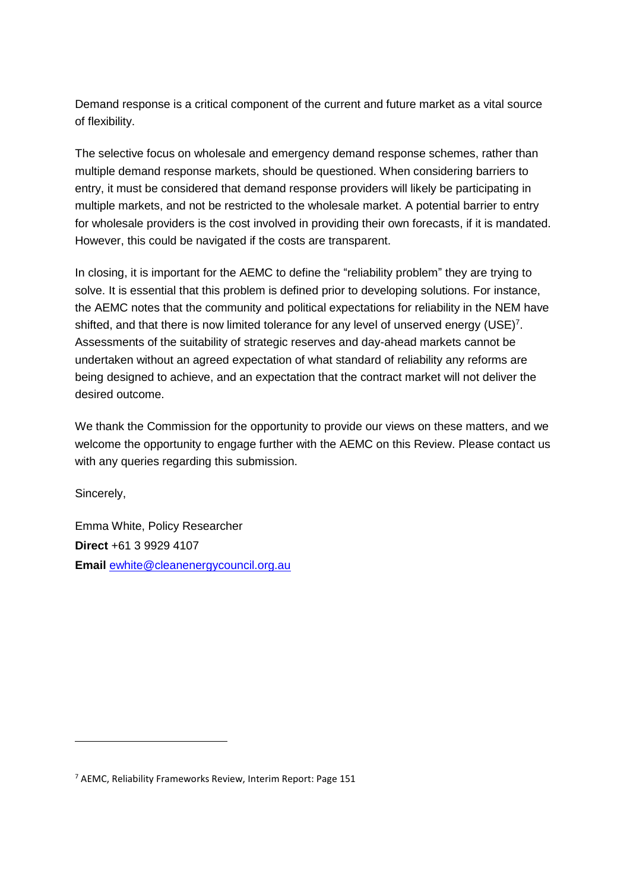Demand response is a critical component of the current and future market as a vital source of flexibility.

The selective focus on wholesale and emergency demand response schemes, rather than multiple demand response markets, should be questioned. When considering barriers to entry, it must be considered that demand response providers will likely be participating in multiple markets, and not be restricted to the wholesale market. A potential barrier to entry for wholesale providers is the cost involved in providing their own forecasts, if it is mandated. However, this could be navigated if the costs are transparent.

In closing, it is important for the AEMC to define the "reliability problem" they are trying to solve. It is essential that this problem is defined prior to developing solutions. For instance, the AEMC notes that the community and political expectations for reliability in the NEM have shifted, and that there is now limited tolerance for any level of unserved energy (USE)[7]. Assessments of the suitability of strategic reserves and day-ahead markets cannot be undertaken without an agreed expectation of what standard of reliability any reforms are being designed to achieve, and an expectation that the contract market will not deliver the desired outcome.

We thank the Commission for the opportunity to provide our views on these matters, and we welcome the opportunity to engage further with the AEMC on this Review. Please contact us with any queries regarding this submission.

Sincerely,

Emma White, Policy Researcher
**Direct** +61 3 9929 4107
**Email** ewhite@cleanenergycouncil.org.au

---

[7] AEMC, Reliability Frameworks Review, Interim Report: Page 151